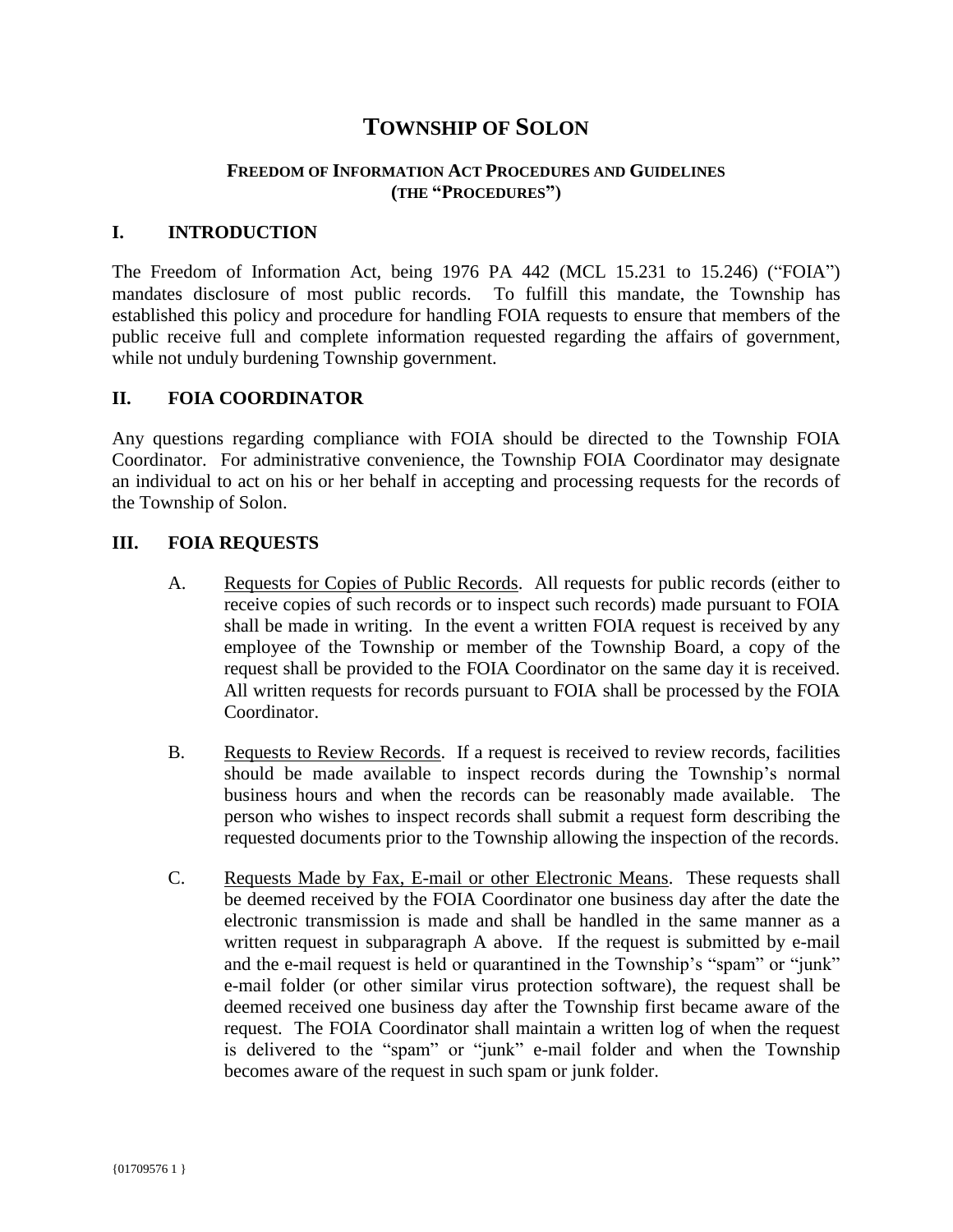# TOWNSHIP OF SOLON

### FREEDOM OF INFORMATION ACT PROCEDURES AND GUIDELINES (THE "PROCEDURES")

## I. INTRODUCTION

The Freedom of Information Act, being 1976 PA 442 (MCL 15.231 to 15.246) ("FOIA") mandates disclosure of most public records. To fulfill this mandate, the Township has established this policy and procedure for handling FOIA requests to ensure that members of the public receive full and complete information requested regarding the affairs of government, while not unduly burdening Township government.

## II. FOIA COORDINATOR

Any questions regarding compliance with FOIA should be directed to the Township FOIA Coordinator. For administrative convenience, the Township FOIA Coordinator may designate an individual to act on his or her behalf in accepting and processing requests for the records of the Township of Solon.

## III. FOIA REQUESTS

A. Requests for Copies of Public Records. All requests for public records (either to receive copies of such records or to inspect such records) made pursuant to FOIA shall be made in writing. In the event a written FOIA request is received by any employee of the Township or member of the Township Board, a copy of the request shall be provided to the FOIA Coordinator on the same day it is received. All written requests for records pursuant to FOIA shall be processed by the FOIA Coordinator.

B. Requests to Review Records. If a request is received to review records, facilities should be made available to inspect records during the Township's normal business hours and when the records can be reasonably made available. The person who wishes to inspect records shall submit a request form describing the requested documents prior to the Township allowing the inspection of the records.

C. Requests Made by Fax, E-mail or other Electronic Means. These requests shall be deemed received by the FOIA Coordinator one business day after the date the electronic transmission is made and shall be handled in the same manner as a written request in subparagraph A above. If the request is submitted by e-mail and the e-mail request is held or quarantined in the Township's "spam" or "junk" e-mail folder (or other similar virus protection software), the request shall be deemed received one business day after the Township first became aware of the request. The FOIA Coordinator shall maintain a written log of when the request is delivered to the "spam" or "junk" e-mail folder and when the Township becomes aware of the request in such spam or junk folder.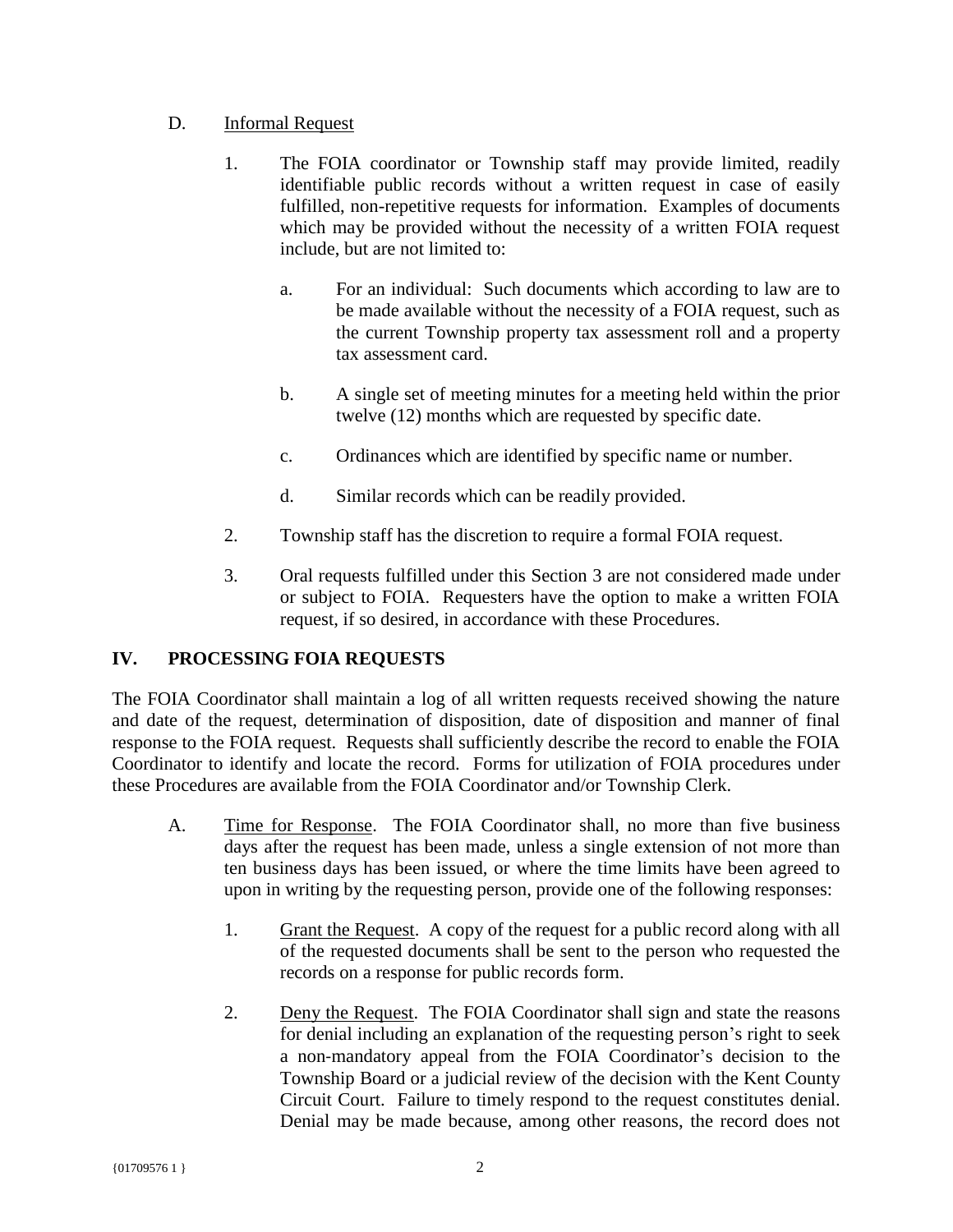D. Informal Request

1. The FOIA coordinator or Township staff may provide limited, readily identifiable public records without a written request in case of easily fulfilled, non-repetitive requests for information. Examples of documents which may be provided without the necessity of a written FOIA request include, but are not limited to:

    a. For an individual: Such documents which according to law are to be made available without the necessity of a FOIA request, such as the current Township property tax assessment roll and a property tax assessment card.

    b. A single set of meeting minutes for a meeting held within the prior twelve (12) months which are requested by specific date.

    c. Ordinances which are identified by specific name or number.

    d. Similar records which can be readily provided.

2. Township staff has the discretion to require a formal FOIA request.

3. Oral requests fulfilled under this Section 3 are not considered made under or subject to FOIA. Requesters have the option to make a written FOIA request, if so desired, in accordance with these Procedures.

## IV. PROCESSING FOIA REQUESTS

The FOIA Coordinator shall maintain a log of all written requests received showing the nature and date of the request, determination of disposition, date of disposition and manner of final response to the FOIA request. Requests shall sufficiently describe the record to enable the FOIA Coordinator to identify and locate the record. Forms for utilization of FOIA procedures under these Procedures are available from the FOIA Coordinator and/or Township Clerk.

A. Time for Response. The FOIA Coordinator shall, no more than five business days after the request has been made, unless a single extension of not more than ten business days has been issued, or where the time limits have been agreed to upon in writing by the requesting person, provide one of the following responses:

1. Grant the Request. A copy of the request for a public record along with all of the requested documents shall be sent to the person who requested the records on a response for public records form.

2. Deny the Request. The FOIA Coordinator shall sign and state the reasons for denial including an explanation of the requesting person's right to seek a non-mandatory appeal from the FOIA Coordinator's decision to the Township Board or a judicial review of the decision with the Kent County Circuit Court. Failure to timely respond to the request constitutes denial. Denial may be made because, among other reasons, the record does not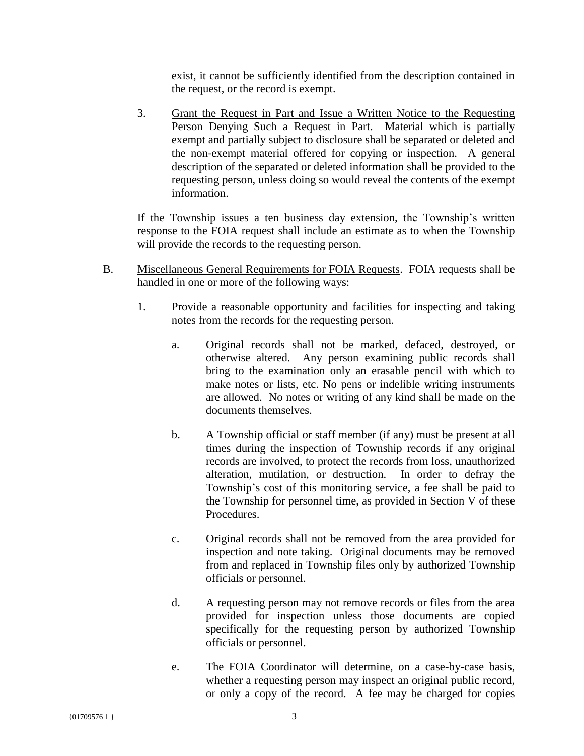exist, it cannot be sufficiently identified from the description contained in the request, or the record is exempt.

3. Grant the Request in Part and Issue a Written Notice to the Requesting Person Denying Such a Request in Part. Material which is partially exempt and partially subject to disclosure shall be separated or deleted and the non-exempt material offered for copying or inspection. A general description of the separated or deleted information shall be provided to the requesting person, unless doing so would reveal the contents of the exempt information.

If the Township issues a ten business day extension, the Township's written response to the FOIA request shall include an estimate as to when the Township will provide the records to the requesting person.

B. Miscellaneous General Requirements for FOIA Requests. FOIA requests shall be handled in one or more of the following ways:

1. Provide a reasonable opportunity and facilities for inspecting and taking notes from the records for the requesting person.

   a. Original records shall not be marked, defaced, destroyed, or otherwise altered. Any person examining public records shall bring to the examination only an erasable pencil with which to make notes or lists, etc. No pens or indelible writing instruments are allowed. No notes or writing of any kind shall be made on the documents themselves.

   b. A Township official or staff member (if any) must be present at all times during the inspection of Township records if any original records are involved, to protect the records from loss, unauthorized alteration, mutilation, or destruction. In order to defray the Township's cost of this monitoring service, a fee shall be paid to the Township for personnel time, as provided in Section V of these Procedures.

   c. Original records shall not be removed from the area provided for inspection and note taking. Original documents may be removed from and replaced in Township files only by authorized Township officials or personnel.

   d. A requesting person may not remove records or files from the area provided for inspection unless those documents are copied specifically for the requesting person by authorized Township officials or personnel.

   e. The FOIA Coordinator will determine, on a case-by-case basis, whether a requesting person may inspect an original public record, or only a copy of the record. A fee may be charged for copies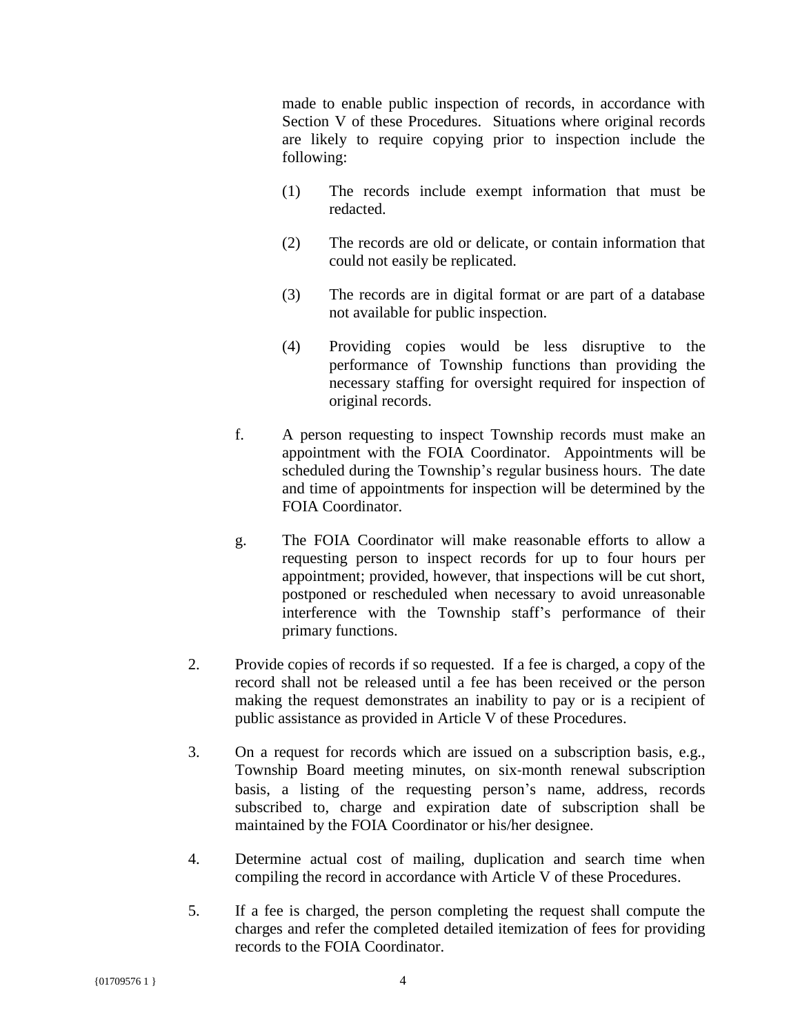made to enable public inspection of records, in accordance with Section V of these Procedures. Situations where original records are likely to require copying prior to inspection include the following:

(1) The records include exempt information that must be redacted.

(2) The records are old or delicate, or contain information that could not easily be replicated.

(3) The records are in digital format or are part of a database not available for public inspection.

(4) Providing copies would be less disruptive to the performance of Township functions than providing the necessary staffing for oversight required for inspection of original records.

f. A person requesting to inspect Township records must make an appointment with the FOIA Coordinator. Appointments will be scheduled during the Township's regular business hours. The date and time of appointments for inspection will be determined by the FOIA Coordinator.

g. The FOIA Coordinator will make reasonable efforts to allow a requesting person to inspect records for up to four hours per appointment; provided, however, that inspections will be cut short, postponed or rescheduled when necessary to avoid unreasonable interference with the Township staff's performance of their primary functions.

2. Provide copies of records if so requested. If a fee is charged, a copy of the record shall not be released until a fee has been received or the person making the request demonstrates an inability to pay or is a recipient of public assistance as provided in Article V of these Procedures.

3. On a request for records which are issued on a subscription basis, e.g., Township Board meeting minutes, on six-month renewal subscription basis, a listing of the requesting person's name, address, records subscribed to, charge and expiration date of subscription shall be maintained by the FOIA Coordinator or his/her designee.

4. Determine actual cost of mailing, duplication and search time when compiling the record in accordance with Article V of these Procedures.

5. If a fee is charged, the person completing the request shall compute the charges and refer the completed detailed itemization of fees for providing records to the FOIA Coordinator.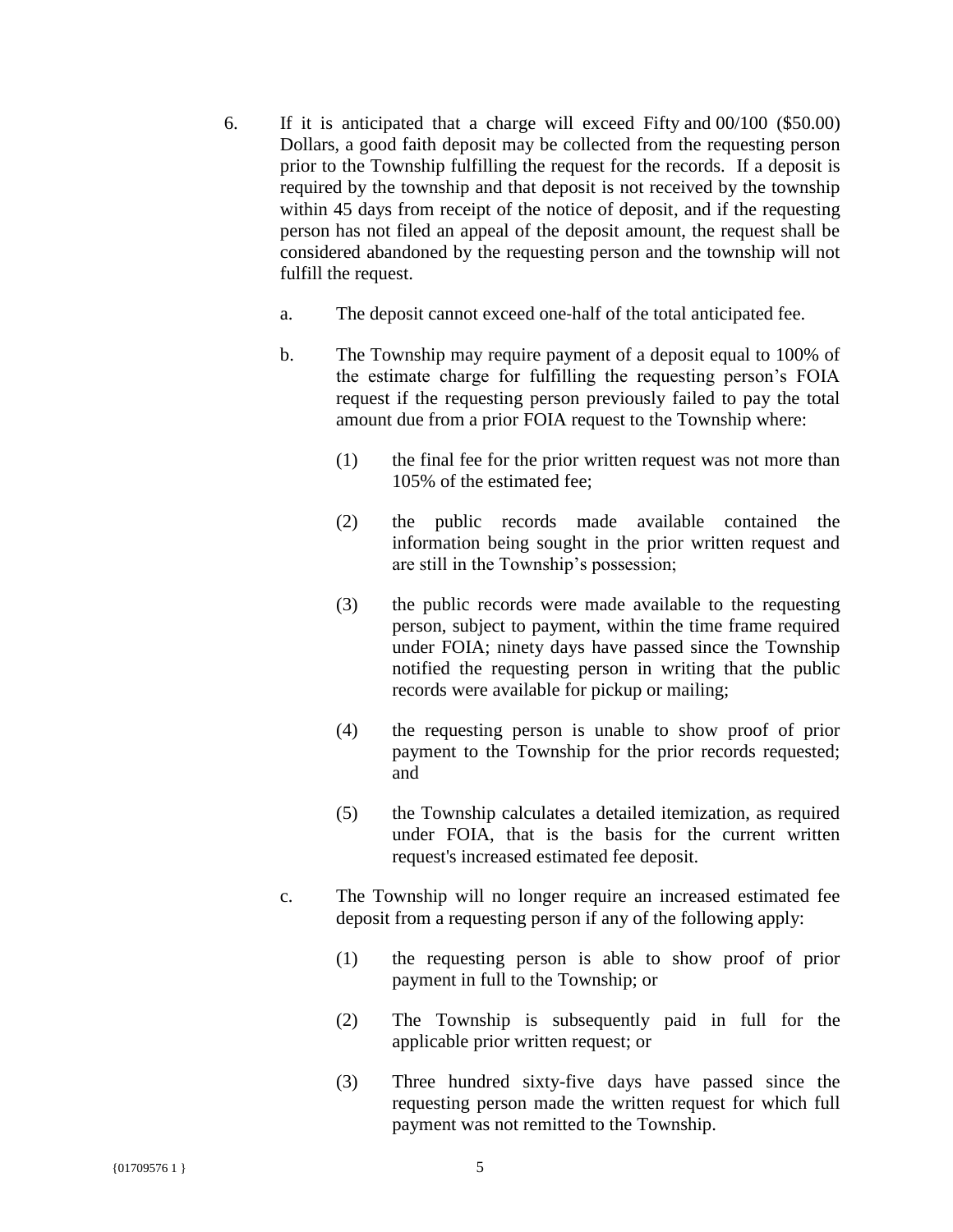6. If it is anticipated that a charge will exceed Fifty and 00/100 ($50.00) Dollars, a good faith deposit may be collected from the requesting person prior to the Township fulfilling the request for the records. If a deposit is required by the township and that deposit is not received by the township within 45 days from receipt of the notice of deposit, and if the requesting person has not filed an appeal of the deposit amount, the request shall be considered abandoned by the requesting person and the township will not fulfill the request.

   a. The deposit cannot exceed one-half of the total anticipated fee.

   b. The Township may require payment of a deposit equal to 100% of the estimate charge for fulfilling the requesting person's FOIA request if the requesting person previously failed to pay the total amount due from a prior FOIA request to the Township where:

      (1) the final fee for the prior written request was not more than 105% of the estimated fee;

      (2) the public records made available contained the information being sought in the prior written request and are still in the Township's possession;

      (3) the public records were made available to the requesting person, subject to payment, within the time frame required under FOIA; ninety days have passed since the Township notified the requesting person in writing that the public records were available for pickup or mailing;

      (4) the requesting person is unable to show proof of prior payment to the Township for the prior records requested; and

      (5) the Township calculates a detailed itemization, as required under FOIA, that is the basis for the current written request's increased estimated fee deposit.

   c. The Township will no longer require an increased estimated fee deposit from a requesting person if any of the following apply:

      (1) the requesting person is able to show proof of prior payment in full to the Township; or

      (2) The Township is subsequently paid in full for the applicable prior written request; or

      (3) Three hundred sixty-five days have passed since the requesting person made the written request for which full payment was not remitted to the Township.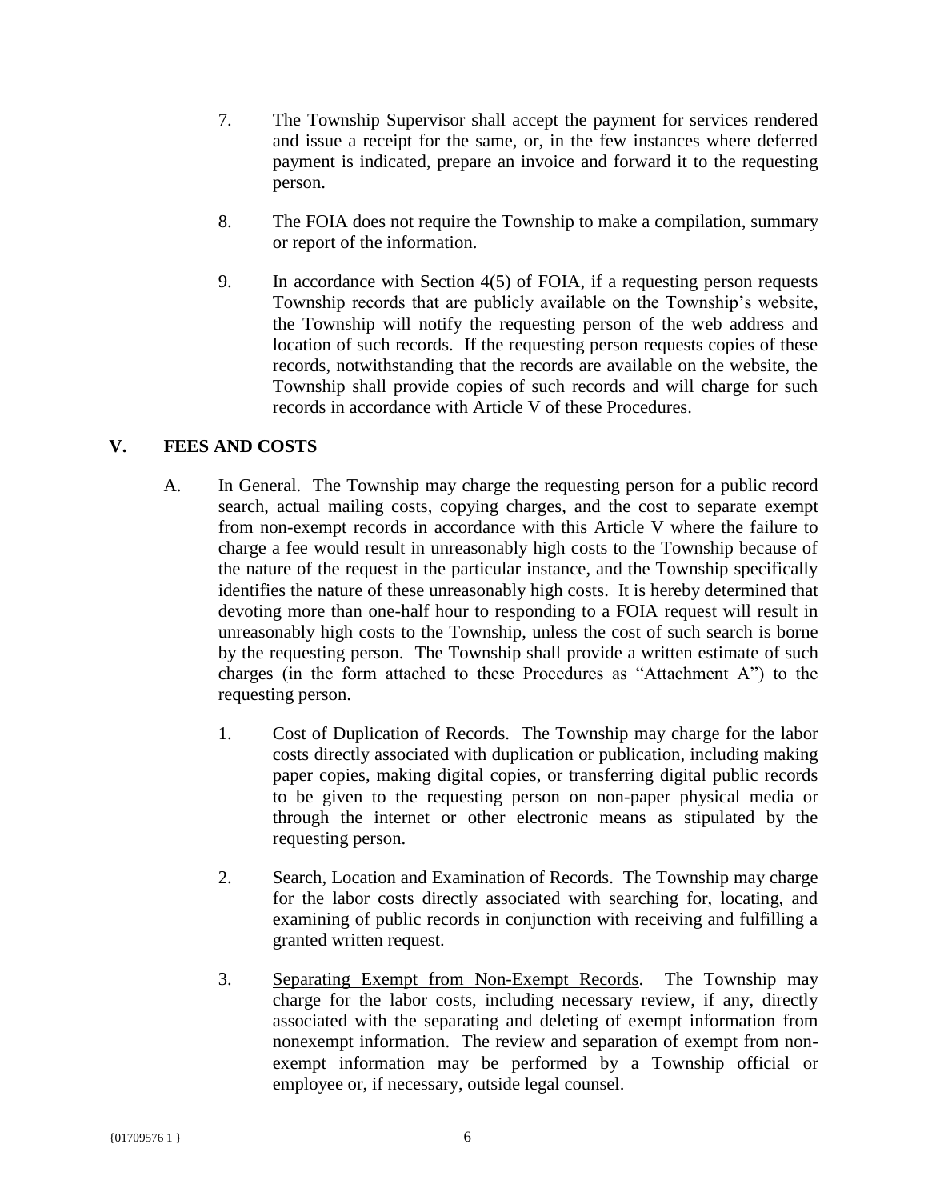7. The Township Supervisor shall accept the payment for services rendered and issue a receipt for the same, or, in the few instances where deferred payment is indicated, prepare an invoice and forward it to the requesting person.

8. The FOIA does not require the Township to make a compilation, summary or report of the information.

9. In accordance with Section 4(5) of FOIA, if a requesting person requests Township records that are publicly available on the Township's website, the Township will notify the requesting person of the web address and location of such records. If the requesting person requests copies of these records, notwithstanding that the records are available on the website, the Township shall provide copies of such records and will charge for such records in accordance with Article V of these Procedures.

## V. FEES AND COSTS

A. In General. The Township may charge the requesting person for a public record search, actual mailing costs, copying charges, and the cost to separate exempt from non-exempt records in accordance with this Article V where the failure to charge a fee would result in unreasonably high costs to the Township because of the nature of the request in the particular instance, and the Township specifically identifies the nature of these unreasonably high costs. It is hereby determined that devoting more than one-half hour to responding to a FOIA request will result in unreasonably high costs to the Township, unless the cost of such search is borne by the requesting person. The Township shall provide a written estimate of such charges (in the form attached to these Procedures as "Attachment A") to the requesting person.

1. Cost of Duplication of Records. The Township may charge for the labor costs directly associated with duplication or publication, including making paper copies, making digital copies, or transferring digital public records to be given to the requesting person on non-paper physical media or through the internet or other electronic means as stipulated by the requesting person.

2. Search, Location and Examination of Records. The Township may charge for the labor costs directly associated with searching for, locating, and examining of public records in conjunction with receiving and fulfilling a granted written request.

3. Separating Exempt from Non-Exempt Records. The Township may charge for the labor costs, including necessary review, if any, directly associated with the separating and deleting of exempt information from nonexempt information. The review and separation of exempt from non-exempt information may be performed by a Township official or employee or, if necessary, outside legal counsel.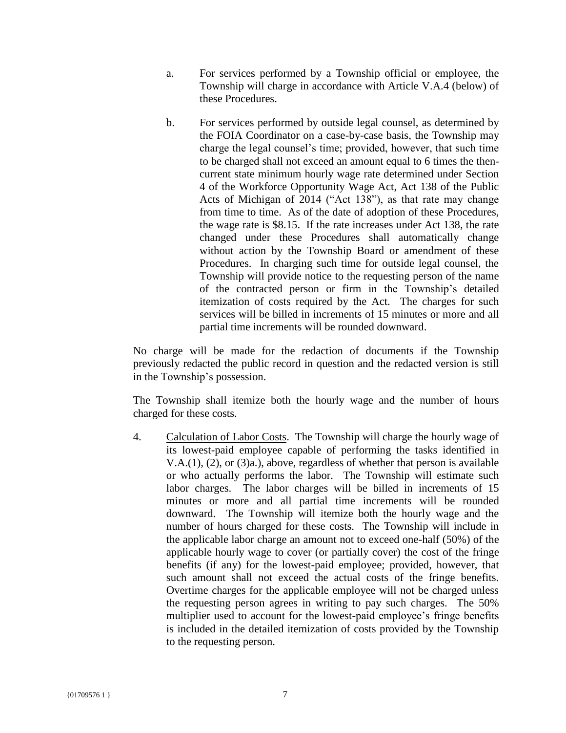a. For services performed by a Township official or employee, the Township will charge in accordance with Article V.A.4 (below) of these Procedures.

b. For services performed by outside legal counsel, as determined by the FOIA Coordinator on a case-by-case basis, the Township may charge the legal counsel's time; provided, however, that such time to be charged shall not exceed an amount equal to 6 times the then-current state minimum hourly wage rate determined under Section 4 of the Workforce Opportunity Wage Act, Act 138 of the Public Acts of Michigan of 2014 ("Act 138"), as that rate may change from time to time. As of the date of adoption of these Procedures, the wage rate is $8.15. If the rate increases under Act 138, the rate changed under these Procedures shall automatically change without action by the Township Board or amendment of these Procedures. In charging such time for outside legal counsel, the Township will provide notice to the requesting person of the name of the contracted person or firm in the Township's detailed itemization of costs required by the Act. The charges for such services will be billed in increments of 15 minutes or more and all partial time increments will be rounded downward.

No charge will be made for the redaction of documents if the Township previously redacted the public record in question and the redacted version is still in the Township's possession.

The Township shall itemize both the hourly wage and the number of hours charged for these costs.

4. Calculation of Labor Costs. The Township will charge the hourly wage of its lowest-paid employee capable of performing the tasks identified in V.A.(1), (2), or (3)a.), above, regardless of whether that person is available or who actually performs the labor. The Township will estimate such labor charges. The labor charges will be billed in increments of 15 minutes or more and all partial time increments will be rounded downward. The Township will itemize both the hourly wage and the number of hours charged for these costs. The Township will include in the applicable labor charge an amount not to exceed one-half (50%) of the applicable hourly wage to cover (or partially cover) the cost of the fringe benefits (if any) for the lowest-paid employee; provided, however, that such amount shall not exceed the actual costs of the fringe benefits. Overtime charges for the applicable employee will not be charged unless the requesting person agrees in writing to pay such charges. The 50% multiplier used to account for the lowest-paid employee's fringe benefits is included in the detailed itemization of costs provided by the Township to the requesting person.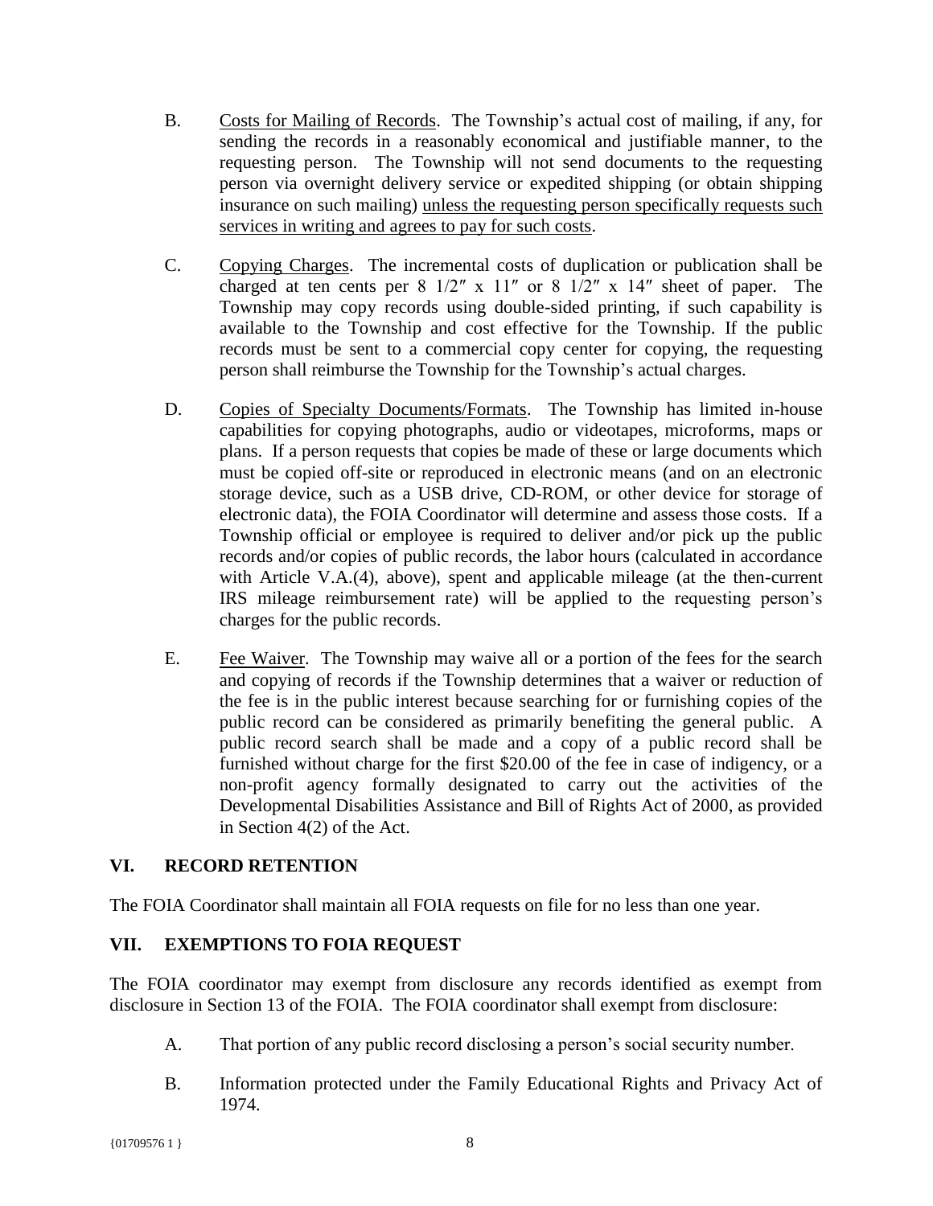B. Costs for Mailing of Records. The Township's actual cost of mailing, if any, for sending the records in a reasonably economical and justifiable manner, to the requesting person. The Township will not send documents to the requesting person via overnight delivery service or expedited shipping (or obtain shipping insurance on such mailing) unless the requesting person specifically requests such services in writing and agrees to pay for such costs.

C. Copying Charges. The incremental costs of duplication or publication shall be charged at ten cents per 8 1/2″ x 11″ or 8 1/2″ x 14″ sheet of paper. The Township may copy records using double-sided printing, if such capability is available to the Township and cost effective for the Township. If the public records must be sent to a commercial copy center for copying, the requesting person shall reimburse the Township for the Township's actual charges.

D. Copies of Specialty Documents/Formats. The Township has limited in-house capabilities for copying photographs, audio or videotapes, microforms, maps or plans. If a person requests that copies be made of these or large documents which must be copied off-site or reproduced in electronic means (and on an electronic storage device, such as a USB drive, CD-ROM, or other device for storage of electronic data), the FOIA Coordinator will determine and assess those costs. If a Township official or employee is required to deliver and/or pick up the public records and/or copies of public records, the labor hours (calculated in accordance with Article V.A.(4), above), spent and applicable mileage (at the then-current IRS mileage reimbursement rate) will be applied to the requesting person's charges for the public records.

E. Fee Waiver. The Township may waive all or a portion of the fees for the search and copying of records if the Township determines that a waiver or reduction of the fee is in the public interest because searching for or furnishing copies of the public record can be considered as primarily benefiting the general public. A public record search shall be made and a copy of a public record shall be furnished without charge for the first $20.00 of the fee in case of indigency, or a non-profit agency formally designated to carry out the activities of the Developmental Disabilities Assistance and Bill of Rights Act of 2000, as provided in Section 4(2) of the Act.

## VI. RECORD RETENTION

The FOIA Coordinator shall maintain all FOIA requests on file for no less than one year.

## VII. EXEMPTIONS TO FOIA REQUEST

The FOIA coordinator may exempt from disclosure any records identified as exempt from disclosure in Section 13 of the FOIA. The FOIA coordinator shall exempt from disclosure:

A. That portion of any public record disclosing a person's social security number.

B. Information protected under the Family Educational Rights and Privacy Act of 1974.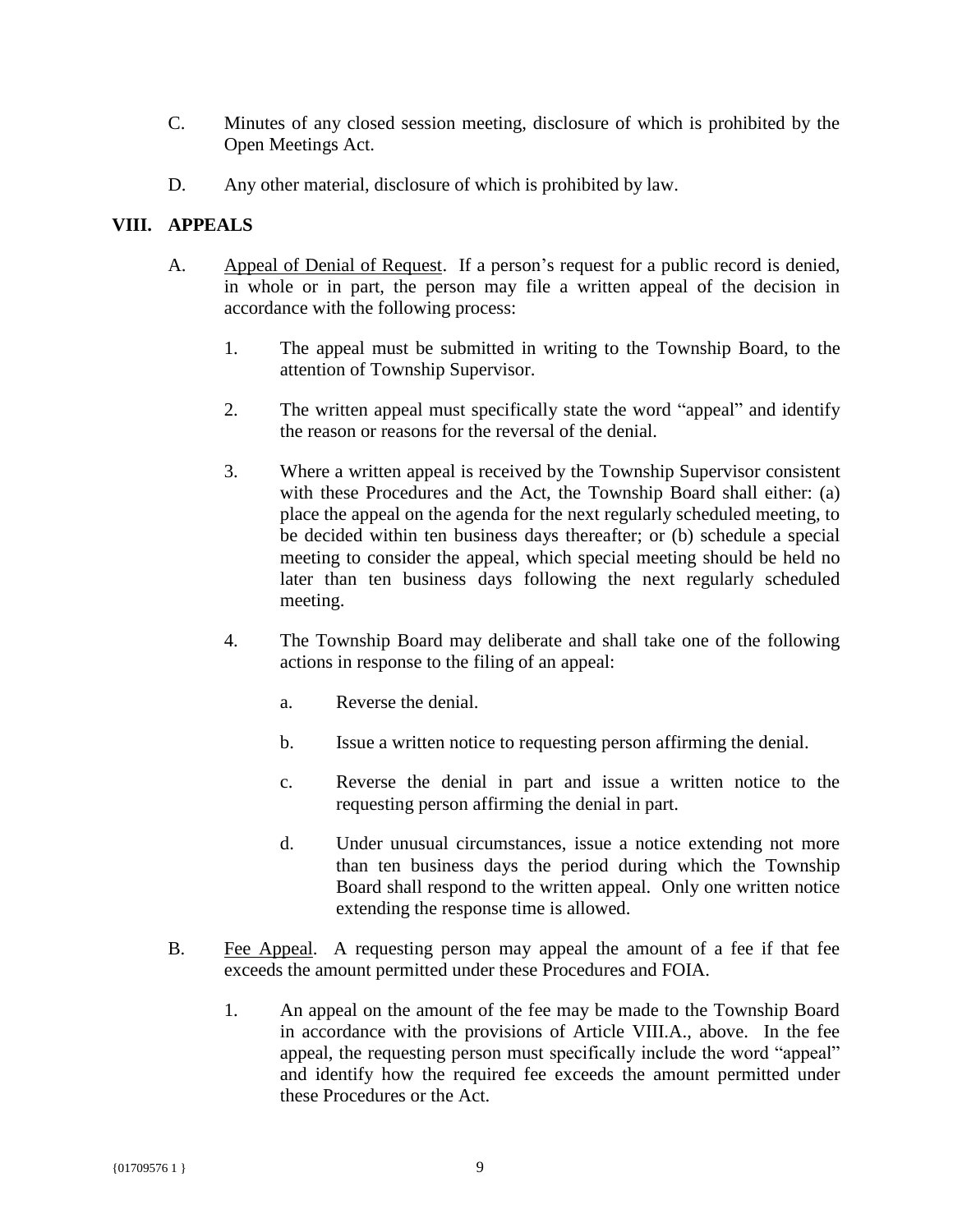C. Minutes of any closed session meeting, disclosure of which is prohibited by the Open Meetings Act.

D. Any other material, disclosure of which is prohibited by law.

## VIII. APPEALS

A. Appeal of Denial of Request. If a person's request for a public record is denied, in whole or in part, the person may file a written appeal of the decision in accordance with the following process:

1. The appeal must be submitted in writing to the Township Board, to the attention of Township Supervisor.

2. The written appeal must specifically state the word "appeal" and identify the reason or reasons for the reversal of the denial.

3. Where a written appeal is received by the Township Supervisor consistent with these Procedures and the Act, the Township Board shall either: (a) place the appeal on the agenda for the next regularly scheduled meeting, to be decided within ten business days thereafter; or (b) schedule a special meeting to consider the appeal, which special meeting should be held no later than ten business days following the next regularly scheduled meeting.

4. The Township Board may deliberate and shall take one of the following actions in response to the filing of an appeal:

   a. Reverse the denial.

   b. Issue a written notice to requesting person affirming the denial.

   c. Reverse the denial in part and issue a written notice to the requesting person affirming the denial in part.

   d. Under unusual circumstances, issue a notice extending not more than ten business days the period during which the Township Board shall respond to the written appeal. Only one written notice extending the response time is allowed.

B. Fee Appeal. A requesting person may appeal the amount of a fee if that fee exceeds the amount permitted under these Procedures and FOIA.

1. An appeal on the amount of the fee may be made to the Township Board in accordance with the provisions of Article VIII.A., above. In the fee appeal, the requesting person must specifically include the word "appeal" and identify how the required fee exceeds the amount permitted under these Procedures or the Act.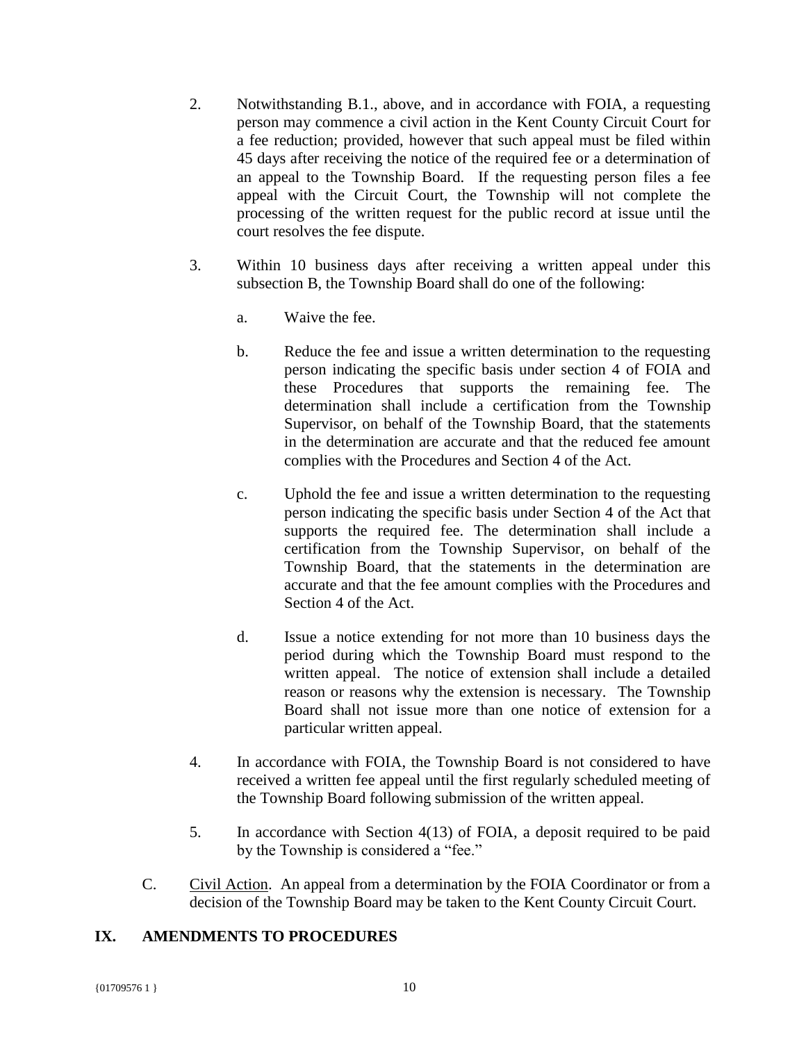2. Notwithstanding B.1., above, and in accordance with FOIA, a requesting person may commence a civil action in the Kent County Circuit Court for a fee reduction; provided, however that such appeal must be filed within 45 days after receiving the notice of the required fee or a determination of an appeal to the Township Board. If the requesting person files a fee appeal with the Circuit Court, the Township will not complete the processing of the written request for the public record at issue until the court resolves the fee dispute.

3. Within 10 business days after receiving a written appeal under this subsection B, the Township Board shall do one of the following:

   a. Waive the fee.

   b. Reduce the fee and issue a written determination to the requesting person indicating the specific basis under section 4 of FOIA and these Procedures that supports the remaining fee. The determination shall include a certification from the Township Supervisor, on behalf of the Township Board, that the statements in the determination are accurate and that the reduced fee amount complies with the Procedures and Section 4 of the Act.

   c. Uphold the fee and issue a written determination to the requesting person indicating the specific basis under Section 4 of the Act that supports the required fee. The determination shall include a certification from the Township Supervisor, on behalf of the Township Board, that the statements in the determination are accurate and that the fee amount complies with the Procedures and Section 4 of the Act.

   d. Issue a notice extending for not more than 10 business days the period during which the Township Board must respond to the written appeal. The notice of extension shall include a detailed reason or reasons why the extension is necessary. The Township Board shall not issue more than one notice of extension for a particular written appeal.

4. In accordance with FOIA, the Township Board is not considered to have received a written fee appeal until the first regularly scheduled meeting of the Township Board following submission of the written appeal.

5. In accordance with Section 4(13) of FOIA, a deposit required to be paid by the Township is considered a "fee."

C. Civil Action. An appeal from a determination by the FOIA Coordinator or from a decision of the Township Board may be taken to the Kent County Circuit Court.

## IX. AMENDMENTS TO PROCEDURES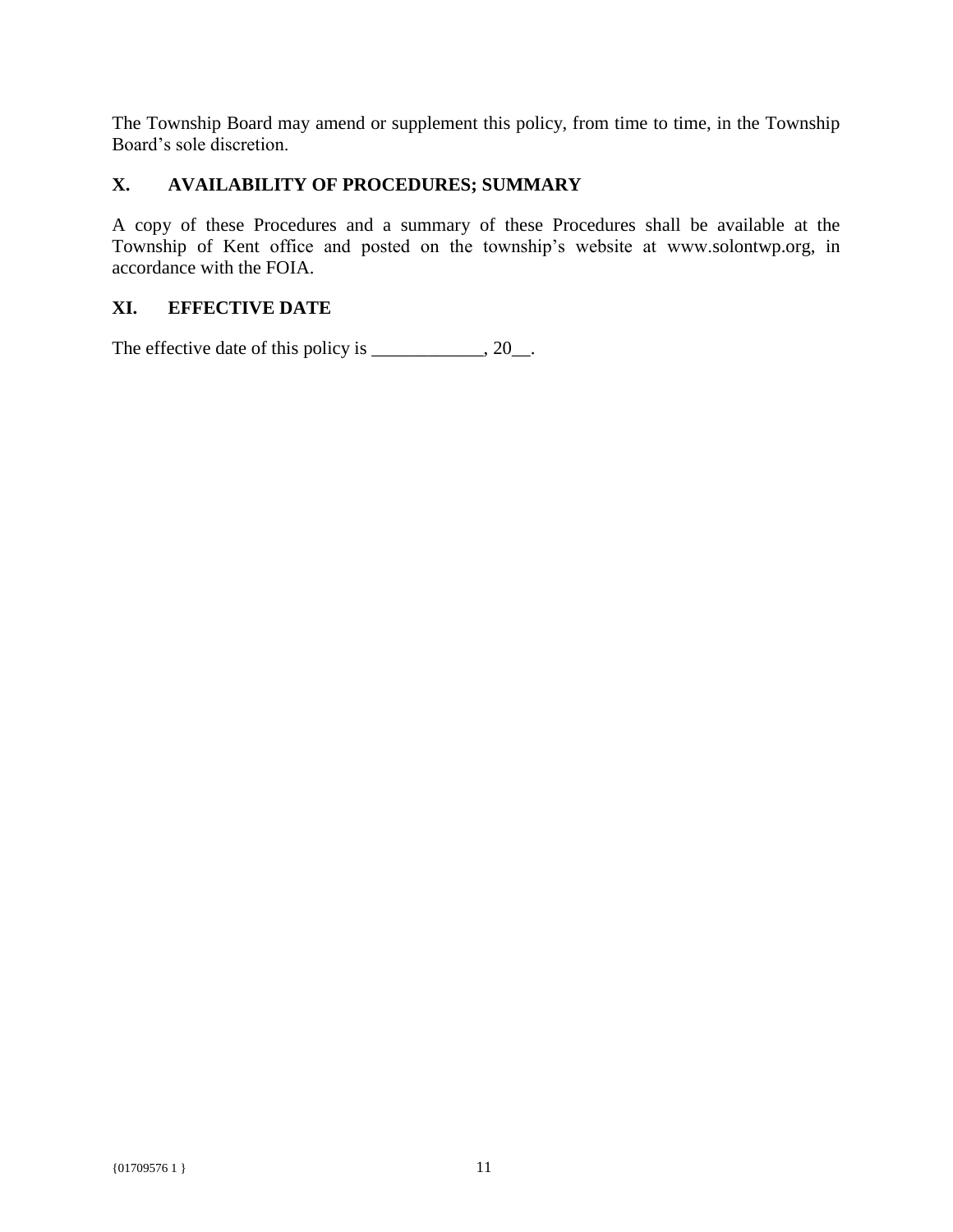The Township Board may amend or supplement this policy, from time to time, in the Township Board's sole discretion.

## X. AVAILABILITY OF PROCEDURES; SUMMARY

A copy of these Procedures and a summary of these Procedures shall be available at the Township of Kent office and posted on the township's website at www.solontwp.org, in accordance with the FOIA.

## XI. EFFECTIVE DATE

The effective date of this policy is ____________, 20__.

{01709576 1 }